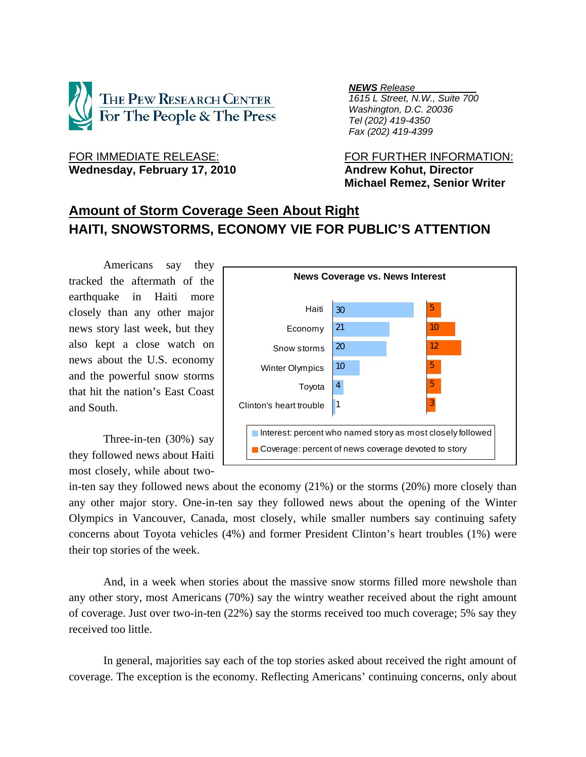THE PEW RESEARCH CENTER
For The People & The Press

***NEWS** Release*
*1615 L Street, N.W., Suite 700*
*Washington, D.C. 20036*
*Tel (202) 419-4350*
*Fax (202) 419-4399*

FOR IMMEDIATE RELEASE:
**Wednesday, February 17, 2010**

FOR FURTHER INFORMATION:
**Andrew Kohut, Director**
**Michael Remez, Senior Writer**

## Amount of Storm Coverage Seen About Right
## HAITI, SNOWSTORMS, ECONOMY VIE FOR PUBLIC'S ATTENTION

Americans say they tracked the aftermath of the earthquake in Haiti more closely than any other major news story last week, but they also kept a close watch on news about the U.S. economy and the powerful snow storms that hit the nation's East Coast and South.

**News Coverage vs. News Interest**

| | Interest: percent who named story as most closely followed | Coverage: percent of news coverage devoted to story |
|---|---|---|
| Haiti | 30 | 5 |
| Economy | 21 | 10 |
| Snow storms | 20 | 12 |
| Winter Olympics | 10 | 5 |
| Toyota | 4 | 5 |
| Clinton's heart trouble | 1 | 3 |

Three-in-ten (30%) say they followed news about Haiti most closely, while about two-in-ten say they followed news about the economy (21%) or the storms (20%) more closely than any other major story. One-in-ten say they followed news about the opening of the Winter Olympics in Vancouver, Canada, most closely, while smaller numbers say continuing safety concerns about Toyota vehicles (4%) and former President Clinton's heart troubles (1%) were their top stories of the week.

And, in a week when stories about the massive snow storms filled more newshole than any other story, most Americans (70%) say the wintry weather received about the right amount of coverage. Just over two-in-ten (22%) say the storms received too much coverage; 5% say they received too little.

In general, majorities say each of the top stories asked about received the right amount of coverage. The exception is the economy. Reflecting Americans' continuing concerns, only about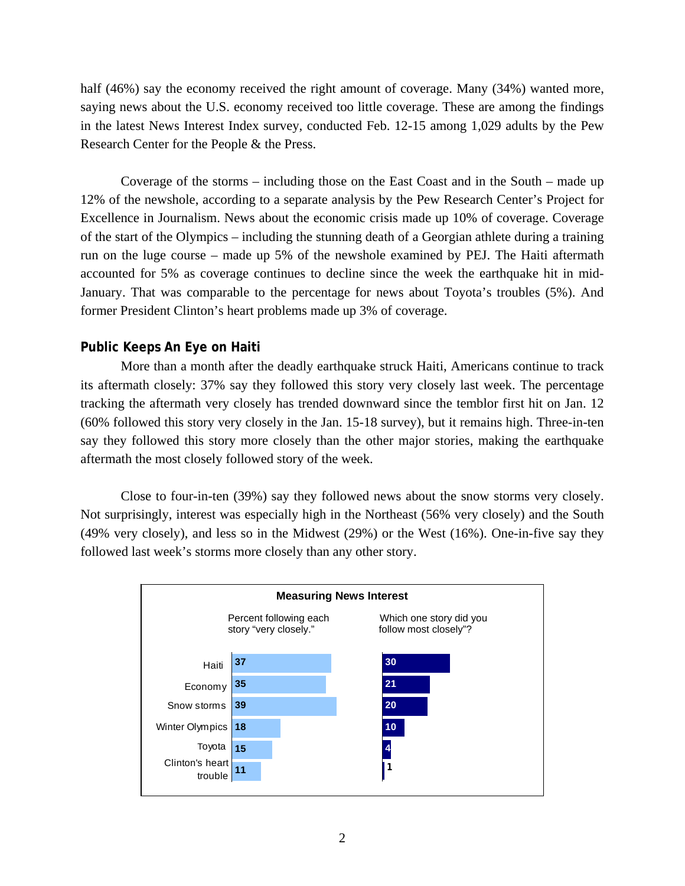half (46%) say the economy received the right amount of coverage. Many (34%) wanted more, saying news about the U.S. economy received too little coverage. These are among the findings in the latest News Interest Index survey, conducted Feb. 12-15 among 1,029 adults by the Pew Research Center for the People & the Press.

Coverage of the storms – including those on the East Coast and in the South – made up 12% of the newshole, according to a separate analysis by the Pew Research Center's Project for Excellence in Journalism. News about the economic crisis made up 10% of coverage. Coverage of the start of the Olympics – including the stunning death of a Georgian athlete during a training run on the luge course – made up 5% of the newshole examined by PEJ. The Haiti aftermath accounted for 5% as coverage continues to decline since the week the earthquake hit in mid-January. That was comparable to the percentage for news about Toyota's troubles (5%). And former President Clinton's heart problems made up 3% of coverage.

## Public Keeps An Eye on Haiti

More than a month after the deadly earthquake struck Haiti, Americans continue to track its aftermath closely: 37% say they followed this story very closely last week. The percentage tracking the aftermath very closely has trended downward since the temblor first hit on Jan. 12 (60% followed this story very closely in the Jan. 15-18 survey), but it remains high. Three-in-ten say they followed this story more closely than the other major stories, making the earthquake aftermath the most closely followed story of the week.

Close to four-in-ten (39%) say they followed news about the snow storms very closely. Not surprisingly, interest was especially high in the Northeast (56% very closely) and the South (49% very closely), and less so in the Midwest (29%) or the West (16%). One-in-five say they followed last week's storms more closely than any other story.

**Measuring News Interest**

| | Percent following each story "very closely." | Which one story did you follow most closely"? |
|---|---|---|
| Haiti | 37 | 30 |
| Economy | 35 | 21 |
| Snow storms | 39 | 20 |
| Winter Olympics | 18 | 10 |
| Toyota | 15 | 4 |
| Clinton's heart trouble | 11 | 1 |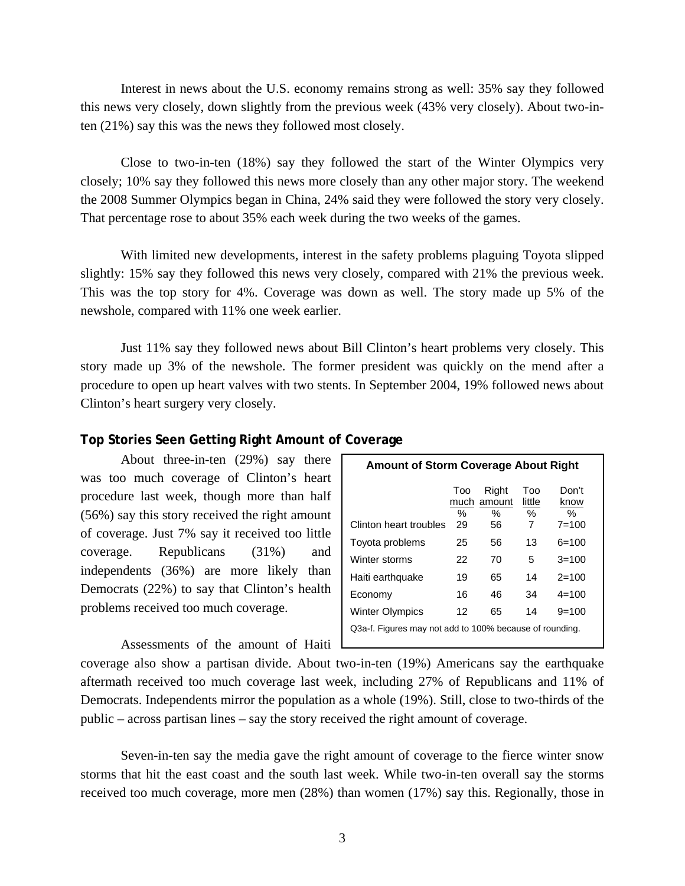Interest in news about the U.S. economy remains strong as well: 35% say they followed this news very closely, down slightly from the previous week (43% very closely). About two-in-ten (21%) say this was the news they followed most closely.

Close to two-in-ten (18%) say they followed the start of the Winter Olympics very closely; 10% say they followed this news more closely than any other major story. The weekend the 2008 Summer Olympics began in China, 24% said they were followed the story very closely. That percentage rose to about 35% each week during the two weeks of the games.

With limited new developments, interest in the safety problems plaguing Toyota slipped slightly: 15% say they followed this news very closely, compared with 21% the previous week. This was the top story for 4%. Coverage was down as well. The story made up 5% of the newshole, compared with 11% one week earlier.

Just 11% say they followed news about Bill Clinton's heart problems very closely. This story made up 3% of the newshole. The former president was quickly on the mend after a procedure to open up heart valves with two stents. In September 2004, 19% followed news about Clinton's heart surgery very closely.

## Top Stories Seen Getting Right Amount of Coverage

About three-in-ten (29%) say there was too much coverage of Clinton's heart procedure last week, though more than half (56%) say this story received the right amount of coverage. Just 7% say it received too little coverage. Republicans (31%) and independents (36%) are more likely than Democrats (22%) to say that Clinton's health problems received too much coverage.

**Amount of Storm Coverage About Right**

| | Too much | Right amount | Too little | Don't know |
|---|---|---|---|---|
| | % | % | % | % |
| Clinton heart troubles | 29 | 56 | 7 | 7=100 |
| Toyota problems | 25 | 56 | 13 | 6=100 |
| Winter storms | 22 | 70 | 5 | 3=100 |
| Haiti earthquake | 19 | 65 | 14 | 2=100 |
| Economy | 16 | 46 | 34 | 4=100 |
| Winter Olympics | 12 | 65 | 14 | 9=100 |

Q3a-f. Figures may not add to 100% because of rounding.

Assessments of the amount of Haiti coverage also show a partisan divide. About two-in-ten (19%) Americans say the earthquake aftermath received too much coverage last week, including 27% of Republicans and 11% of Democrats. Independents mirror the population as a whole (19%). Still, close to two-thirds of the public – across partisan lines – say the story received the right amount of coverage.

Seven-in-ten say the media gave the right amount of coverage to the fierce winter snow storms that hit the east coast and the south last week. While two-in-ten overall say the storms received too much coverage, more men (28%) than women (17%) say this. Regionally, those in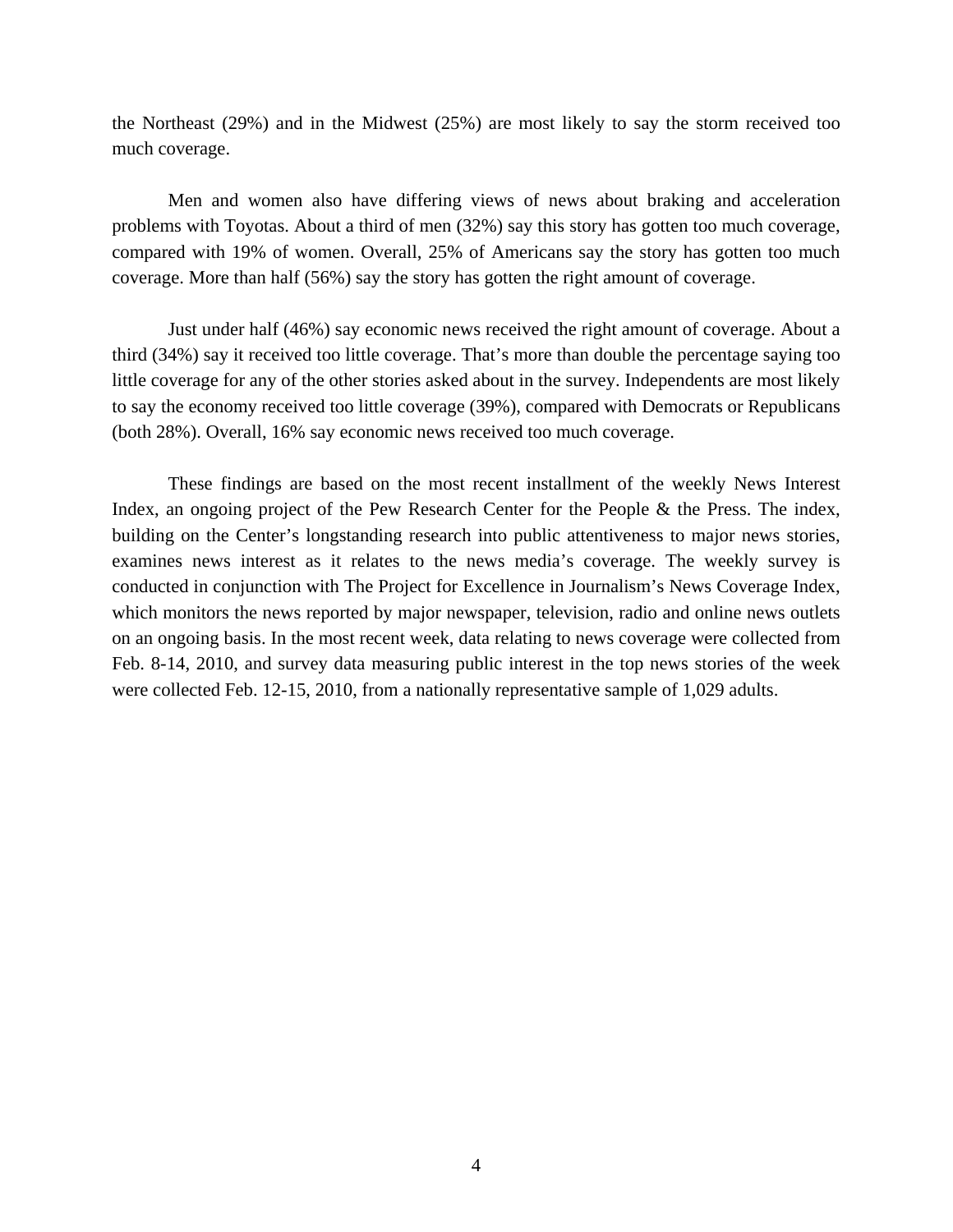the Northeast (29%) and in the Midwest (25%) are most likely to say the storm received too much coverage.

Men and women also have differing views of news about braking and acceleration problems with Toyotas. About a third of men (32%) say this story has gotten too much coverage, compared with 19% of women. Overall, 25% of Americans say the story has gotten too much coverage. More than half (56%) say the story has gotten the right amount of coverage.

Just under half (46%) say economic news received the right amount of coverage. About a third (34%) say it received too little coverage. That's more than double the percentage saying too little coverage for any of the other stories asked about in the survey. Independents are most likely to say the economy received too little coverage (39%), compared with Democrats or Republicans (both 28%). Overall, 16% say economic news received too much coverage.

These findings are based on the most recent installment of the weekly News Interest Index, an ongoing project of the Pew Research Center for the People & the Press. The index, building on the Center's longstanding research into public attentiveness to major news stories, examines news interest as it relates to the news media's coverage. The weekly survey is conducted in conjunction with The Project for Excellence in Journalism's News Coverage Index, which monitors the news reported by major newspaper, television, radio and online news outlets on an ongoing basis. In the most recent week, data relating to news coverage were collected from Feb. 8-14, 2010, and survey data measuring public interest in the top news stories of the week were collected Feb. 12-15, 2010, from a nationally representative sample of 1,029 adults.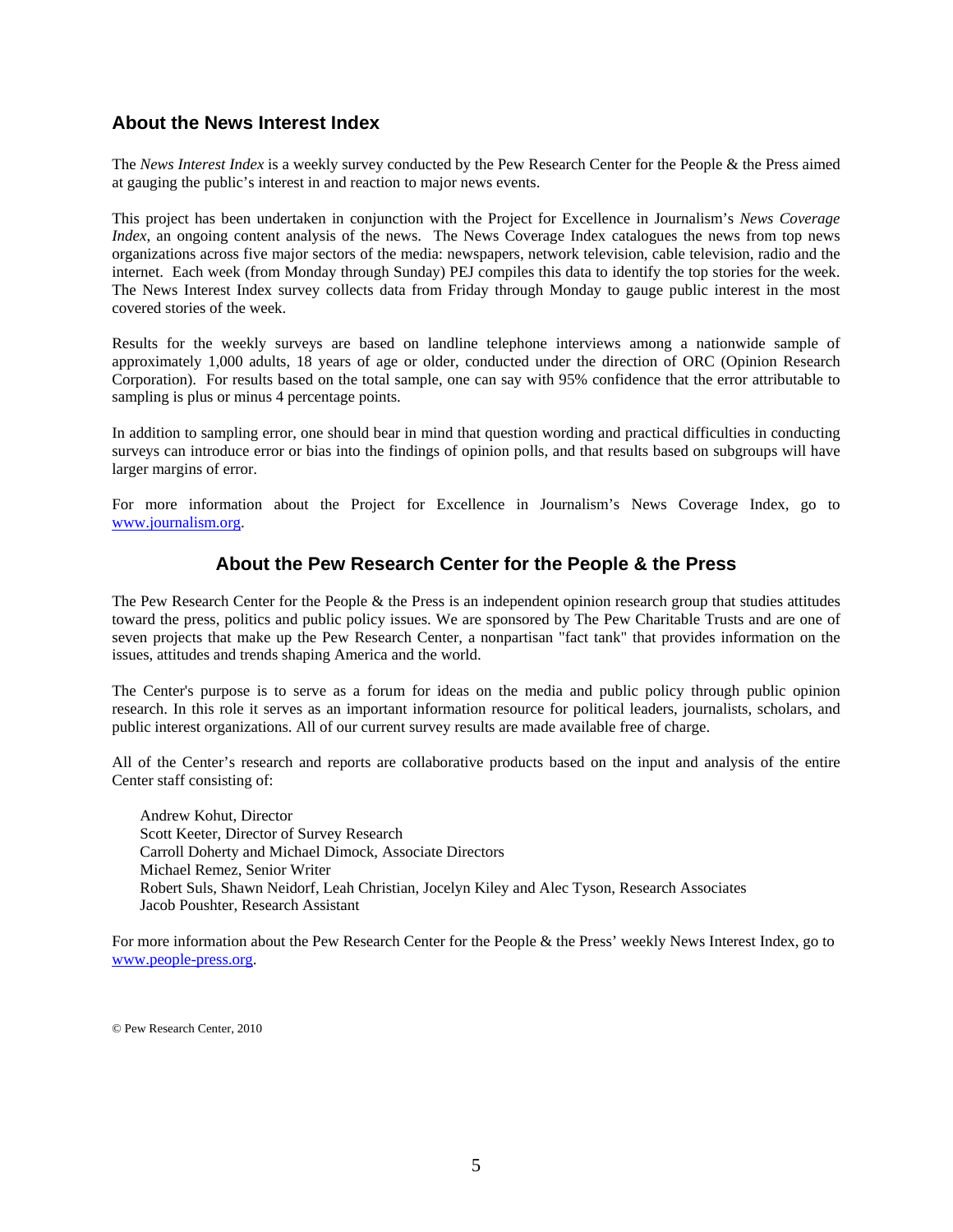## About the News Interest Index

The *News Interest Index* is a weekly survey conducted by the Pew Research Center for the People & the Press aimed at gauging the public's interest in and reaction to major news events.

This project has been undertaken in conjunction with the Project for Excellence in Journalism's *News Coverage Index*, an ongoing content analysis of the news. The News Coverage Index catalogues the news from top news organizations across five major sectors of the media: newspapers, network television, cable television, radio and the internet. Each week (from Monday through Sunday) PEJ compiles this data to identify the top stories for the week. The News Interest Index survey collects data from Friday through Monday to gauge public interest in the most covered stories of the week.

Results for the weekly surveys are based on landline telephone interviews among a nationwide sample of approximately 1,000 adults, 18 years of age or older, conducted under the direction of ORC (Opinion Research Corporation). For results based on the total sample, one can say with 95% confidence that the error attributable to sampling is plus or minus 4 percentage points.

In addition to sampling error, one should bear in mind that question wording and practical difficulties in conducting surveys can introduce error or bias into the findings of opinion polls, and that results based on subgroups will have larger margins of error.

For more information about the Project for Excellence in Journalism's News Coverage Index, go to www.journalism.org.

## About the Pew Research Center for the People & the Press

The Pew Research Center for the People & the Press is an independent opinion research group that studies attitudes toward the press, politics and public policy issues. We are sponsored by The Pew Charitable Trusts and are one of seven projects that make up the Pew Research Center, a nonpartisan "fact tank" that provides information on the issues, attitudes and trends shaping America and the world.

The Center's purpose is to serve as a forum for ideas on the media and public policy through public opinion research. In this role it serves as an important information resource for political leaders, journalists, scholars, and public interest organizations. All of our current survey results are made available free of charge.

All of the Center's research and reports are collaborative products based on the input and analysis of the entire Center staff consisting of:

Andrew Kohut, Director
Scott Keeter, Director of Survey Research
Carroll Doherty and Michael Dimock, Associate Directors
Michael Remez, Senior Writer
Robert Suls, Shawn Neidorf, Leah Christian, Jocelyn Kiley and Alec Tyson, Research Associates
Jacob Poushter, Research Assistant

For more information about the Pew Research Center for the People & the Press' weekly News Interest Index, go to www.people-press.org.

© Pew Research Center, 2010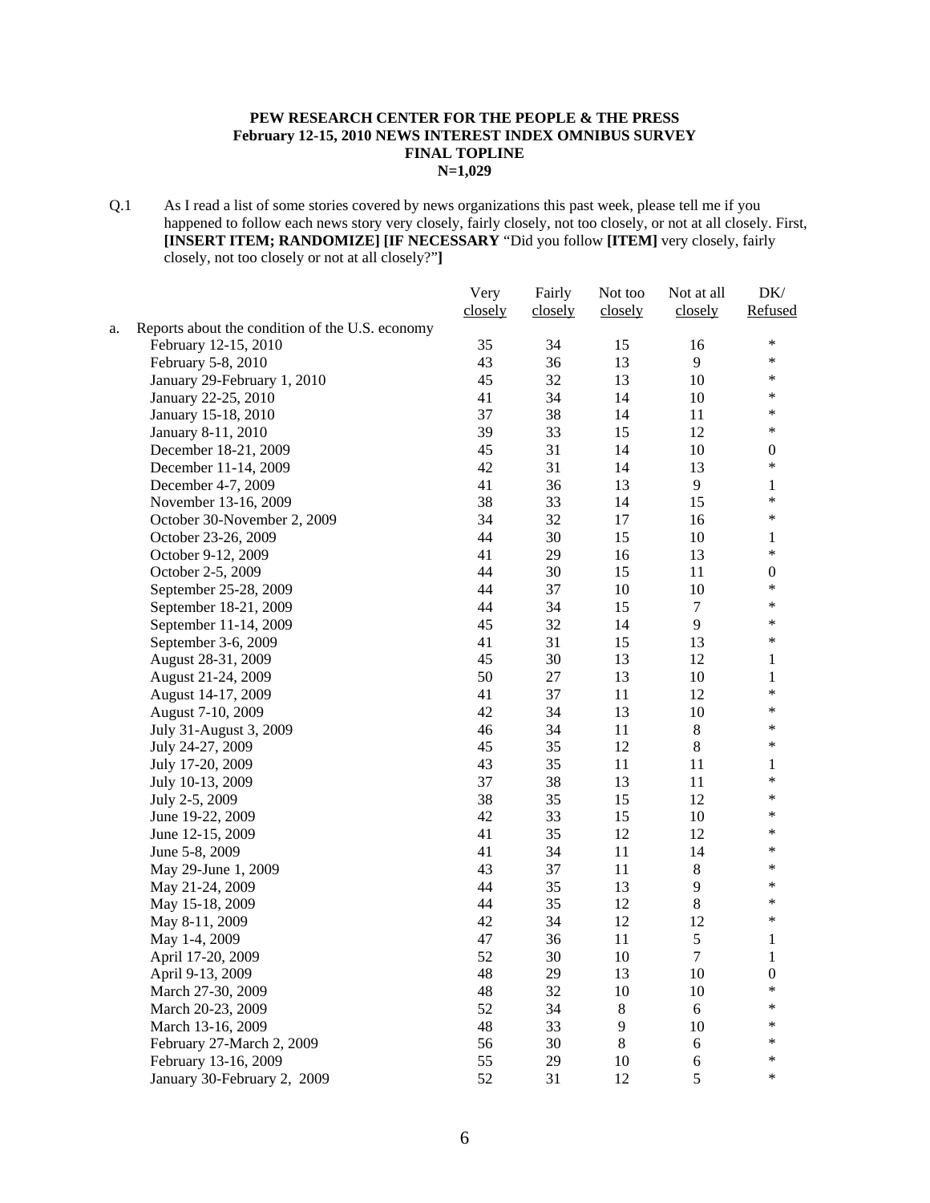**PEW RESEARCH CENTER FOR THE PEOPLE & THE PRESS**
**February 12-15, 2010 NEWS INTEREST INDEX OMNIBUS SURVEY**
**FINAL TOPLINE**
**N=1,029**

Q.1 As I read a list of some stories covered by news organizations this past week, please tell me if you happened to follow each news story very closely, fairly closely, not too closely, or not at all closely. First, **[INSERT ITEM; RANDOMIZE] [IF NECESSARY** "Did you follow **[ITEM]** very closely, fairly closely, not too closely or not at all closely?"**]**

| | Very closely | Fairly closely | Not too closely | Not at all closely | DK/ Refused |
|---|---|---|---|---|---|
| a. Reports about the condition of the U.S. economy | | | | | |
| February 12-15, 2010 | 35 | 34 | 15 | 16 | * |
| February 5-8, 2010 | 43 | 36 | 13 | 9 | * |
| January 29-February 1, 2010 | 45 | 32 | 13 | 10 | * |
| January 22-25, 2010 | 41 | 34 | 14 | 10 | * |
| January 15-18, 2010 | 37 | 38 | 14 | 11 | * |
| January 8-11, 2010 | 39 | 33 | 15 | 12 | * |
| December 18-21, 2009 | 45 | 31 | 14 | 10 | 0 |
| December 11-14, 2009 | 42 | 31 | 14 | 13 | * |
| December 4-7, 2009 | 41 | 36 | 13 | 9 | 1 |
| November 13-16, 2009 | 38 | 33 | 14 | 15 | * |
| October 30-November 2, 2009 | 34 | 32 | 17 | 16 | * |
| October 23-26, 2009 | 44 | 30 | 15 | 10 | 1 |
| October 9-12, 2009 | 41 | 29 | 16 | 13 | * |
| October 2-5, 2009 | 44 | 30 | 15 | 11 | 0 |
| September 25-28, 2009 | 44 | 37 | 10 | 10 | * |
| September 18-21, 2009 | 44 | 34 | 15 | 7 | * |
| September 11-14, 2009 | 45 | 32 | 14 | 9 | * |
| September 3-6, 2009 | 41 | 31 | 15 | 13 | * |
| August 28-31, 2009 | 45 | 30 | 13 | 12 | 1 |
| August 21-24, 2009 | 50 | 27 | 13 | 10 | 1 |
| August 14-17, 2009 | 41 | 37 | 11 | 12 | * |
| August 7-10, 2009 | 42 | 34 | 13 | 10 | * |
| July 31-August 3, 2009 | 46 | 34 | 11 | 8 | * |
| July 24-27, 2009 | 45 | 35 | 12 | 8 | * |
| July 17-20, 2009 | 43 | 35 | 11 | 11 | 1 |
| July 10-13, 2009 | 37 | 38 | 13 | 11 | * |
| July 2-5, 2009 | 38 | 35 | 15 | 12 | * |
| June 19-22, 2009 | 42 | 33 | 15 | 10 | * |
| June 12-15, 2009 | 41 | 35 | 12 | 12 | * |
| June 5-8, 2009 | 41 | 34 | 11 | 14 | * |
| May 29-June 1, 2009 | 43 | 37 | 11 | 8 | * |
| May 21-24, 2009 | 44 | 35 | 13 | 9 | * |
| May 15-18, 2009 | 44 | 35 | 12 | 8 | * |
| May 8-11, 2009 | 42 | 34 | 12 | 12 | * |
| May 1-4, 2009 | 47 | 36 | 11 | 5 | 1 |
| April 17-20, 2009 | 52 | 30 | 10 | 7 | 1 |
| April 9-13, 2009 | 48 | 29 | 13 | 10 | 0 |
| March 27-30, 2009 | 48 | 32 | 10 | 10 | * |
| March 20-23, 2009 | 52 | 34 | 8 | 6 | * |
| March 13-16, 2009 | 48 | 33 | 9 | 10 | * |
| February 27-March 2, 2009 | 56 | 30 | 8 | 6 | * |
| February 13-16, 2009 | 55 | 29 | 10 | 6 | * |
| January 30-February 2, 2009 | 52 | 31 | 12 | 5 | * |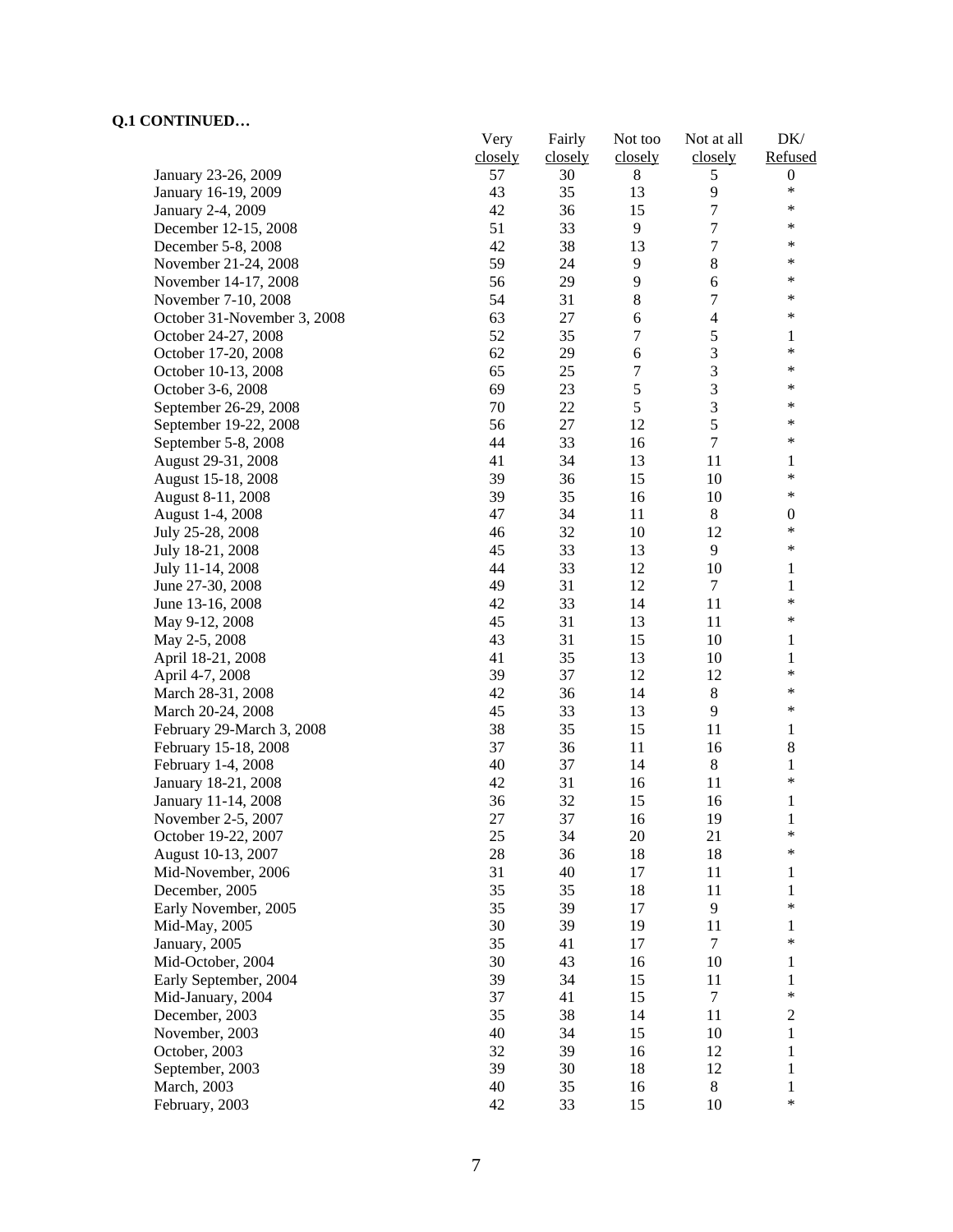**Q.1 CONTINUED…**

| | Very closely | Fairly closely | Not too closely | Not at all closely | DK/ Refused |
|---|---|---|---|---|---|
| January 23-26, 2009 | 57 | 30 | 8 | 5 | 0 |
| January 16-19, 2009 | 43 | 35 | 13 | 9 | * |
| January 2-4, 2009 | 42 | 36 | 15 | 7 | * |
| December 12-15, 2008 | 51 | 33 | 9 | 7 | * |
| December 5-8, 2008 | 42 | 38 | 13 | 7 | * |
| November 21-24, 2008 | 59 | 24 | 9 | 8 | * |
| November 14-17, 2008 | 56 | 29 | 9 | 6 | * |
| November 7-10, 2008 | 54 | 31 | 8 | 7 | * |
| October 31-November 3, 2008 | 63 | 27 | 6 | 4 | * |
| October 24-27, 2008 | 52 | 35 | 7 | 5 | 1 |
| October 17-20, 2008 | 62 | 29 | 6 | 3 | * |
| October 10-13, 2008 | 65 | 25 | 7 | 3 | * |
| October 3-6, 2008 | 69 | 23 | 5 | 3 | * |
| September 26-29, 2008 | 70 | 22 | 5 | 3 | * |
| September 19-22, 2008 | 56 | 27 | 12 | 5 | * |
| September 5-8, 2008 | 44 | 33 | 16 | 7 | * |
| August 29-31, 2008 | 41 | 34 | 13 | 11 | 1 |
| August 15-18, 2008 | 39 | 36 | 15 | 10 | * |
| August 8-11, 2008 | 39 | 35 | 16 | 10 | * |
| August 1-4, 2008 | 47 | 34 | 11 | 8 | 0 |
| July 25-28, 2008 | 46 | 32 | 10 | 12 | * |
| July 18-21, 2008 | 45 | 33 | 13 | 9 | * |
| July 11-14, 2008 | 44 | 33 | 12 | 10 | 1 |
| June 27-30, 2008 | 49 | 31 | 12 | 7 | 1 |
| June 13-16, 2008 | 42 | 33 | 14 | 11 | * |
| May 9-12, 2008 | 45 | 31 | 13 | 11 | * |
| May 2-5, 2008 | 43 | 31 | 15 | 10 | 1 |
| April 18-21, 2008 | 41 | 35 | 13 | 10 | 1 |
| April 4-7, 2008 | 39 | 37 | 12 | 12 | * |
| March 28-31, 2008 | 42 | 36 | 14 | 8 | * |
| March 20-24, 2008 | 45 | 33 | 13 | 9 | * |
| February 29-March 3, 2008 | 38 | 35 | 15 | 11 | 1 |
| February 15-18, 2008 | 37 | 36 | 11 | 16 | 8 |
| February 1-4, 2008 | 40 | 37 | 14 | 8 | 1 |
| January 18-21, 2008 | 42 | 31 | 16 | 11 | * |
| January 11-14, 2008 | 36 | 32 | 15 | 16 | 1 |
| November 2-5, 2007 | 27 | 37 | 16 | 19 | 1 |
| October 19-22, 2007 | 25 | 34 | 20 | 21 | * |
| August 10-13, 2007 | 28 | 36 | 18 | 18 | * |
| Mid-November, 2006 | 31 | 40 | 17 | 11 | 1 |
| December, 2005 | 35 | 35 | 18 | 11 | 1 |
| Early November, 2005 | 35 | 39 | 17 | 9 | * |
| Mid-May, 2005 | 30 | 39 | 19 | 11 | 1 |
| January, 2005 | 35 | 41 | 17 | 7 | * |
| Mid-October, 2004 | 30 | 43 | 16 | 10 | 1 |
| Early September, 2004 | 39 | 34 | 15 | 11 | 1 |
| Mid-January, 2004 | 37 | 41 | 15 | 7 | * |
| December, 2003 | 35 | 38 | 14 | 11 | 2 |
| November, 2003 | 40 | 34 | 15 | 10 | 1 |
| October, 2003 | 32 | 39 | 16 | 12 | 1 |
| September, 2003 | 39 | 30 | 18 | 12 | 1 |
| March, 2003 | 40 | 35 | 16 | 8 | 1 |
| February, 2003 | 42 | 33 | 15 | 10 | * |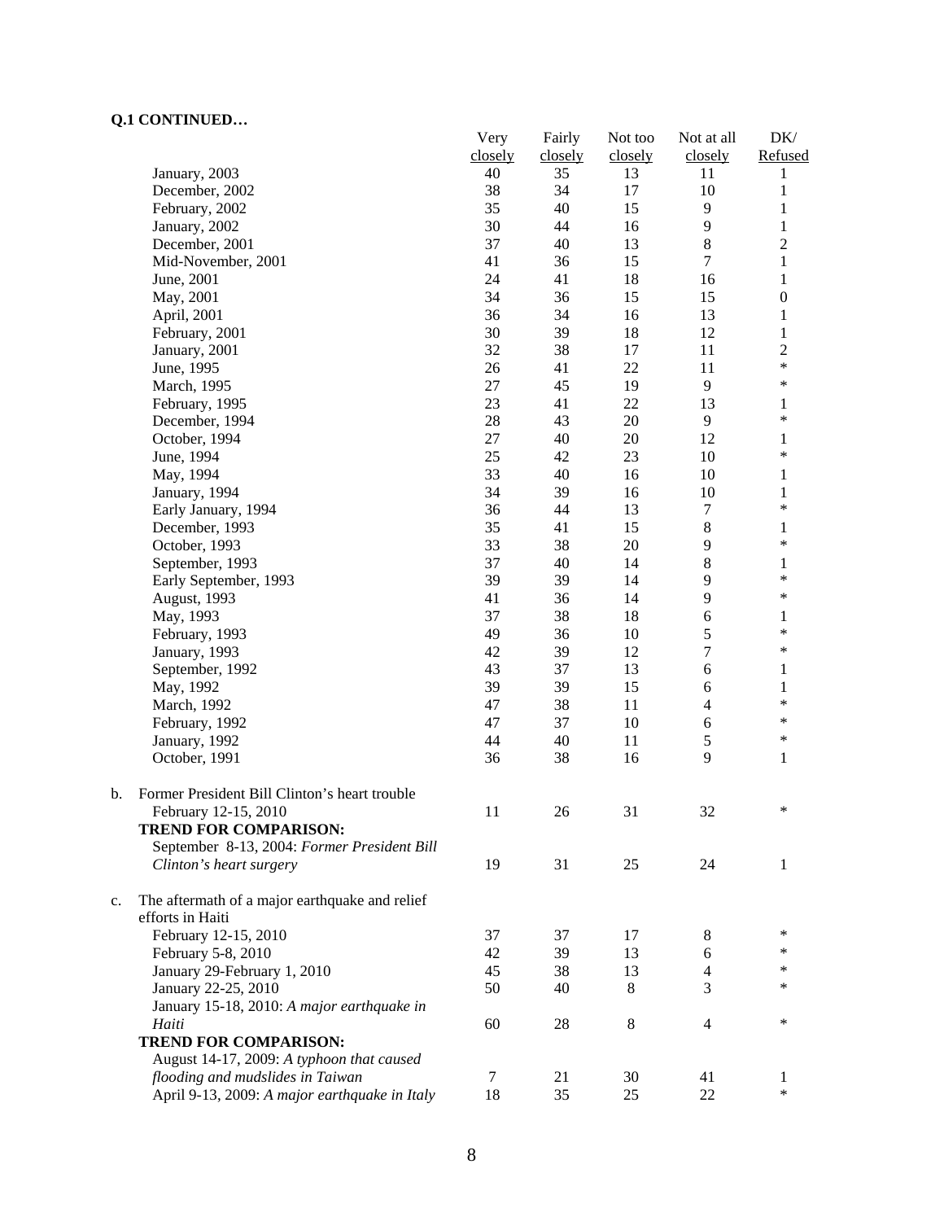**Q.1 CONTINUED…**

| | Very closely | Fairly closely | Not too closely | Not at all closely | DK/ Refused |
|---|---|---|---|---|---|
| January, 2003 | 40 | 35 | 13 | 11 | 1 |
| December, 2002 | 38 | 34 | 17 | 10 | 1 |
| February, 2002 | 35 | 40 | 15 | 9 | 1 |
| January, 2002 | 30 | 44 | 16 | 9 | 1 |
| December, 2001 | 37 | 40 | 13 | 8 | 2 |
| Mid-November, 2001 | 41 | 36 | 15 | 7 | 1 |
| June, 2001 | 24 | 41 | 18 | 16 | 1 |
| May, 2001 | 34 | 36 | 15 | 15 | 0 |
| April, 2001 | 36 | 34 | 16 | 13 | 1 |
| February, 2001 | 30 | 39 | 18 | 12 | 1 |
| January, 2001 | 32 | 38 | 17 | 11 | 2 |
| June, 1995 | 26 | 41 | 22 | 11 | * |
| March, 1995 | 27 | 45 | 19 | 9 | * |
| February, 1995 | 23 | 41 | 22 | 13 | 1 |
| December, 1994 | 28 | 43 | 20 | 9 | * |
| October, 1994 | 27 | 40 | 20 | 12 | 1 |
| June, 1994 | 25 | 42 | 23 | 10 | * |
| May, 1994 | 33 | 40 | 16 | 10 | 1 |
| January, 1994 | 34 | 39 | 16 | 10 | 1 |
| Early January, 1994 | 36 | 44 | 13 | 7 | * |
| December, 1993 | 35 | 41 | 15 | 8 | 1 |
| October, 1993 | 33 | 38 | 20 | 9 | * |
| September, 1993 | 37 | 40 | 14 | 8 | 1 |
| Early September, 1993 | 39 | 39 | 14 | 9 | * |
| August, 1993 | 41 | 36 | 14 | 9 | * |
| May, 1993 | 37 | 38 | 18 | 6 | 1 |
| February, 1993 | 49 | 36 | 10 | 5 | * |
| January, 1993 | 42 | 39 | 12 | 7 | * |
| September, 1992 | 43 | 37 | 13 | 6 | 1 |
| May, 1992 | 39 | 39 | 15 | 6 | 1 |
| March, 1992 | 47 | 38 | 11 | 4 | * |
| February, 1992 | 47 | 37 | 10 | 6 | * |
| January, 1992 | 44 | 40 | 11 | 5 | * |
| October, 1991 | 36 | 38 | 16 | 9 | 1 |
| | | | | | |
| b. Former President Bill Clinton's heart trouble | | | | | |
| February 12-15, 2010 | 11 | 26 | 31 | 32 | * |
| **TREND FOR COMPARISON:** | | | | | |
| September 8-13, 2004: *Former President Bill Clinton's heart surgery* | 19 | 31 | 25 | 24 | 1 |
| | | | | | |
| c. The aftermath of a major earthquake and relief efforts in Haiti | | | | | |
| February 12-15, 2010 | 37 | 37 | 17 | 8 | * |
| February 5-8, 2010 | 42 | 39 | 13 | 6 | * |
| January 29-February 1, 2010 | 45 | 38 | 13 | 4 | * |
| January 22-25, 2010 | 50 | 40 | 8 | 3 | * |
| January 15-18, 2010: *A major earthquake in Haiti* | 60 | 28 | 8 | 4 | * |
| **TREND FOR COMPARISON:** | | | | | |
| August 14-17, 2009: *A typhoon that caused flooding and mudslides in Taiwan* | 7 | 21 | 30 | 41 | 1 |
| April 9-13, 2009: *A major earthquake in Italy* | 18 | 35 | 25 | 22 | * |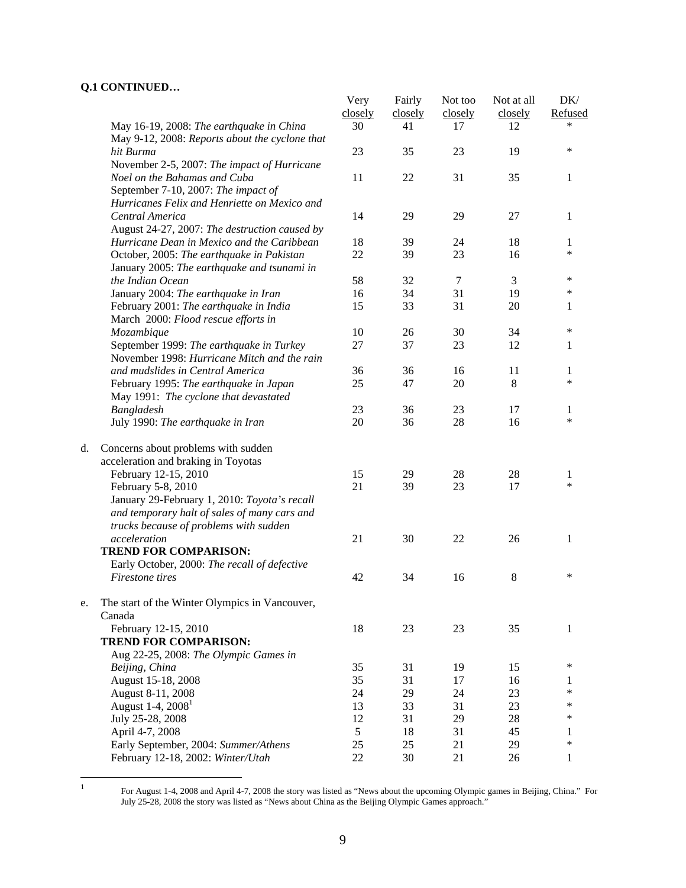**Q.1 CONTINUED…**

| | Very closely | Fairly closely | Not too closely | Not at all closely | DK/ Refused |
|---|---|---|---|---|---|
| May 16-19, 2008: *The earthquake in China* | 30 | 41 | 17 | 12 | * |
| May 9-12, 2008: *Reports about the cyclone that hit Burma* | 23 | 35 | 23 | 19 | * |
| November 2-5, 2007: *The impact of Hurricane Noel on the Bahamas and Cuba* | 11 | 22 | 31 | 35 | 1 |
| September 7-10, 2007: *The impact of Hurricanes Felix and Henriette on Mexico and Central America* | 14 | 29 | 29 | 27 | 1 |
| August 24-27, 2007: *The destruction caused by Hurricane Dean in Mexico and the Caribbean* | 18 | 39 | 24 | 18 | 1 |
| October, 2005: *The earthquake in Pakistan* | 22 | 39 | 23 | 16 | * |
| January 2005: *The earthquake and tsunami in the Indian Ocean* | 58 | 32 | 7 | 3 | * |
| January 2004: *The earthquake in Iran* | 16 | 34 | 31 | 19 | * |
| February 2001: *The earthquake in India* | 15 | 33 | 31 | 20 | 1 |
| March 2000: *Flood rescue efforts in Mozambique* | 10 | 26 | 30 | 34 | * |
| September 1999: *The earthquake in Turkey* | 27 | 37 | 23 | 12 | 1 |
| November 1998: *Hurricane Mitch and the rain and mudslides in Central America* | 36 | 36 | 16 | 11 | 1 |
| February 1995: *The earthquake in Japan* | 25 | 47 | 20 | 8 | * |
| May 1991: *The cyclone that devastated Bangladesh* | 23 | 36 | 23 | 17 | 1 |
| July 1990: *The earthquake in Iran* | 20 | 36 | 28 | 16 | * |
| d. Concerns about problems with sudden acceleration and braking in Toyotas | | | | | |
| February 12-15, 2010 | 15 | 29 | 28 | 28 | 1 |
| February 5-8, 2010 | 21 | 39 | 23 | 17 | * |
| January 29-February 1, 2010: *Toyota's recall and temporary halt of sales of many cars and trucks because of problems with sudden acceleration* | 21 | 30 | 22 | 26 | 1 |
| **TREND FOR COMPARISON:** | | | | | |
| Early October, 2000: *The recall of defective Firestone tires* | 42 | 34 | 16 | 8 | * |
| e. The start of the Winter Olympics in Vancouver, Canada | | | | | |
| February 12-15, 2010 | 18 | 23 | 23 | 35 | 1 |
| **TREND FOR COMPARISON:** | | | | | |
| Aug 22-25, 2008: *The Olympic Games in Beijing, China* | 35 | 31 | 19 | 15 | * |
| August 15-18, 2008 | 35 | 31 | 17 | 16 | 1 |
| August 8-11, 2008 | 24 | 29 | 24 | 23 | * |
| August 1-4, 2008[1] | 13 | 33 | 31 | 23 | * |
| July 25-28, 2008 | 12 | 31 | 29 | 28 | * |
| April 4-7, 2008 | 5 | 18 | 31 | 45 | 1 |
| Early September, 2004: *Summer/Athens* | 25 | 25 | 21 | 29 | * |
| February 12-18, 2002: *Winter/Utah* | 22 | 30 | 21 | 26 | 1 |

[1] For August 1-4, 2008 and April 4-7, 2008 the story was listed as "News about the upcoming Olympic games in Beijing, China." For July 25-28, 2008 the story was listed as "News about China as the Beijing Olympic Games approach."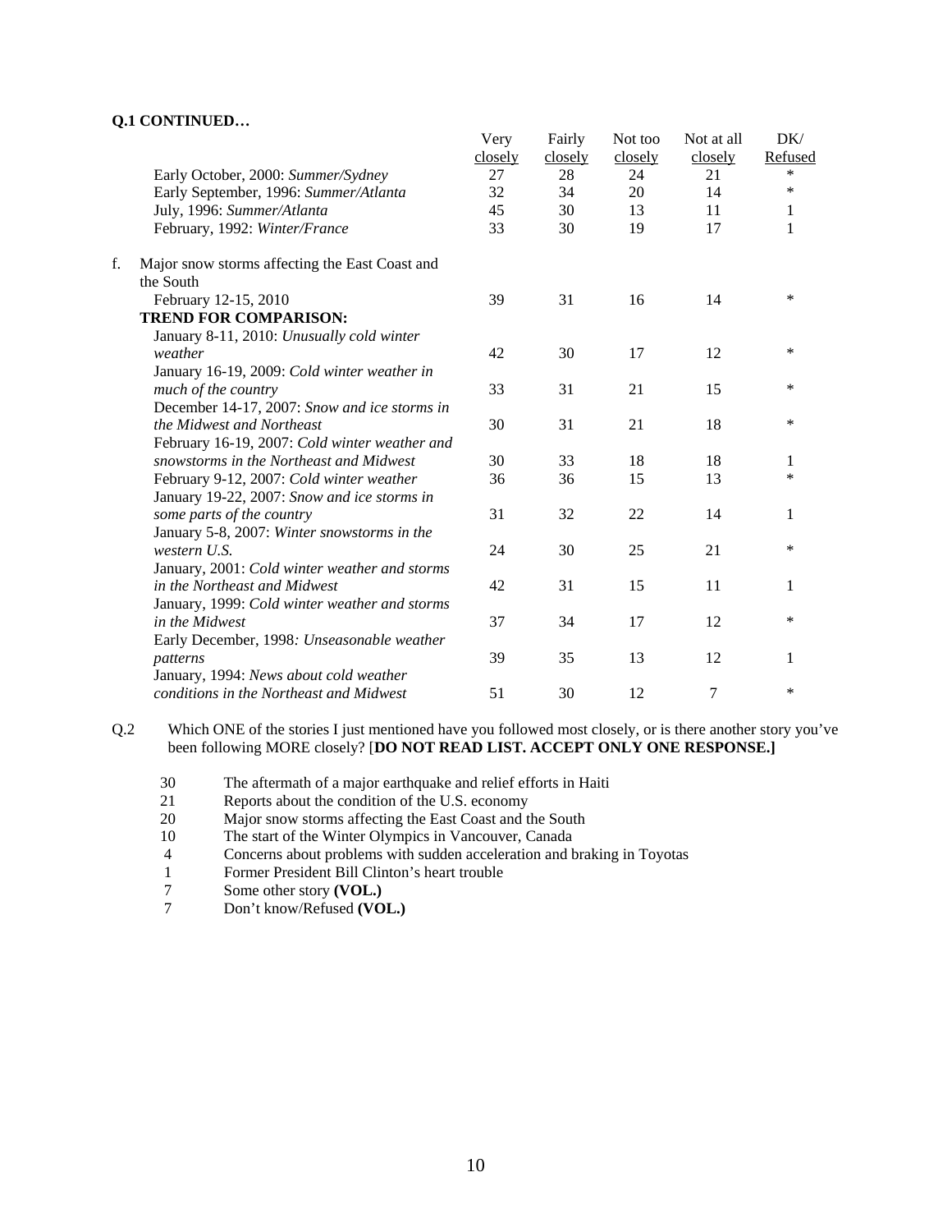**Q.1 CONTINUED…**

| | Very closely | Fairly closely | Not too closely | Not at all closely | DK/ Refused |
|---|---|---|---|---|---|
| Early October, 2000: *Summer/Sydney* | 27 | 28 | 24 | 21 | * |
| Early September, 1996: *Summer/Atlanta* | 32 | 34 | 20 | 14 | * |
| July, 1996: *Summer/Atlanta* | 45 | 30 | 13 | 11 | 1 |
| February, 1992: *Winter/France* | 33 | 30 | 19 | 17 | 1 |
| f. Major snow storms affecting the East Coast and the South | | | | | |
| February 12-15, 2010 | 39 | 31 | 16 | 14 | * |
| **TREND FOR COMPARISON:** | | | | | |
| January 8-11, 2010: *Unusually cold winter weather* | 42 | 30 | 17 | 12 | * |
| January 16-19, 2009: *Cold winter weather in much of the country* | 33 | 31 | 21 | 15 | * |
| December 14-17, 2007: *Snow and ice storms in the Midwest and Northeast* | 30 | 31 | 21 | 18 | * |
| February 16-19, 2007: *Cold winter weather and snowstorms in the Northeast and Midwest* | 30 | 33 | 18 | 18 | 1 |
| February 9-12, 2007: *Cold winter weather* | 36 | 36 | 15 | 13 | * |
| January 19-22, 2007: *Snow and ice storms in some parts of the country* | 31 | 32 | 22 | 14 | 1 |
| January 5-8, 2007: *Winter snowstorms in the western U.S.* | 24 | 30 | 25 | 21 | * |
| January, 2001: *Cold winter weather and storms in the Northeast and Midwest* | 42 | 31 | 15 | 11 | 1 |
| January, 1999: *Cold winter weather and storms in the Midwest* | 37 | 34 | 17 | 12 | * |
| Early December, 1998: *Unseasonable weather patterns* | 39 | 35 | 13 | 12 | 1 |
| January, 1994: *News about cold weather conditions in the Northeast and Midwest* | 51 | 30 | 12 | 7 | * |

Q.2 Which ONE of the stories I just mentioned have you followed most closely, or is there another story you've been following MORE closely? [**DO NOT READ LIST. ACCEPT ONLY ONE RESPONSE.]**

| | |
|---|---|
| 30 | The aftermath of a major earthquake and relief efforts in Haiti |
| 21 | Reports about the condition of the U.S. economy |
| 20 | Major snow storms affecting the East Coast and the South |
| 10 | The start of the Winter Olympics in Vancouver, Canada |
| 4 | Concerns about problems with sudden acceleration and braking in Toyotas |
| 1 | Former President Bill Clinton's heart trouble |
| 7 | Some other story **(VOL.)** |
| 7 | Don't know/Refused **(VOL.)** |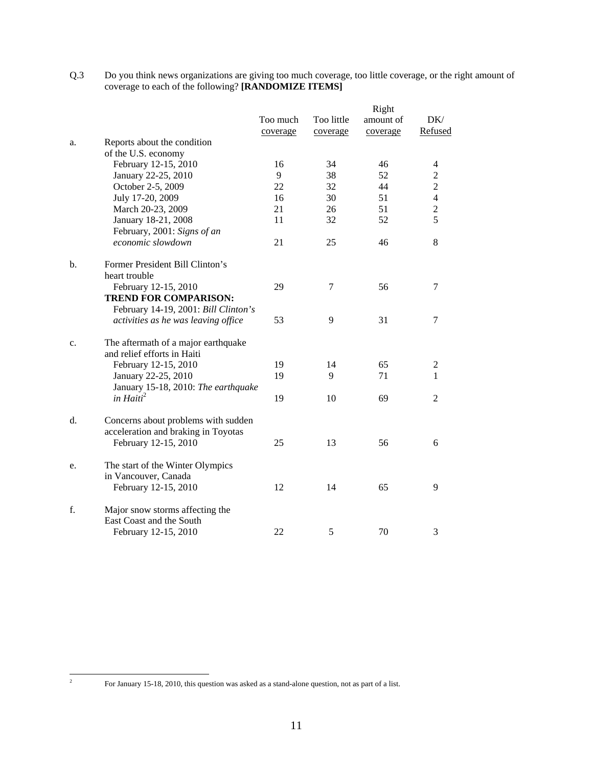Q.3 Do you think news organizations are giving too much coverage, too little coverage, or the right amount of coverage to each of the following? **[RANDOMIZE ITEMS]**

| | | Too much coverage | Too little coverage | Right amount of coverage | DK/ Refused |
|---|---|---|---|---|---|
| a. | Reports about the condition of the U.S. economy | | | | |
| | February 12-15, 2010 | 16 | 34 | 46 | 4 |
| | January 22-25, 2010 | 9 | 38 | 52 | 2 |
| | October 2-5, 2009 | 22 | 32 | 44 | 2 |
| | July 17-20, 2009 | 16 | 30 | 51 | 4 |
| | March 20-23, 2009 | 21 | 26 | 51 | 2 |
| | January 18-21, 2008 | 11 | 32 | 52 | 5 |
| | February, 2001: *Signs of an economic slowdown* | 21 | 25 | 46 | 8 |
| b. | Former President Bill Clinton's heart trouble | | | | |
| | February 12-15, 2010 | 29 | 7 | 56 | 7 |
| | **TREND FOR COMPARISON:** | | | | |
| | February 14-19, 2001: *Bill Clinton's activities as he was leaving office* | 53 | 9 | 31 | 7 |
| c. | The aftermath of a major earthquake and relief efforts in Haiti | | | | |
| | February 12-15, 2010 | 19 | 14 | 65 | 2 |
| | January 22-25, 2010 | 19 | 9 | 71 | 1 |
| | January 15-18, 2010: *The earthquake in Haiti*[2] | 19 | 10 | 69 | 2 |
| d. | Concerns about problems with sudden acceleration and braking in Toyotas | | | | |
| | February 12-15, 2010 | 25 | 13 | 56 | 6 |
| e. | The start of the Winter Olympics in Vancouver, Canada | | | | |
| | February 12-15, 2010 | 12 | 14 | 65 | 9 |
| f. | Major snow storms affecting the East Coast and the South | | | | |
| | February 12-15, 2010 | 22 | 5 | 70 | 3 |

[2] For January 15-18, 2010, this question was asked as a stand-alone question, not as part of a list.